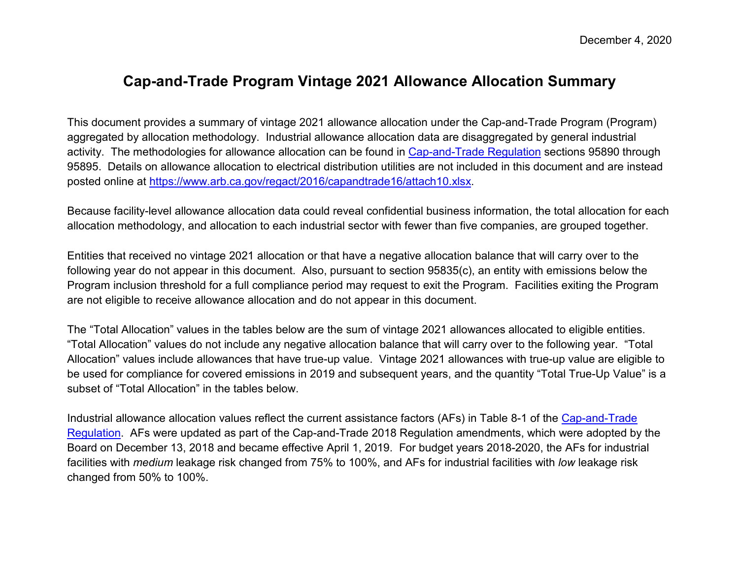December 4, 2020

# Cap-and-Trade Program Vintage 2021 Allowance Allocation Summary

This document provides a summary of vintage 2021 allowance allocation under the Cap-and-Trade Program (Program) aggregated by allocation methodology. Industrial allowance allocation data are disaggregated by general industrial activity. The methodologies for allowance allocation can be found in [Cap-and-Trade Regulation](https://www.arb.ca.gov) sections 95890 through 95895. Details on allowance allocation to electrical distribution utilities are not included in this document and are instead posted online at [https://www.arb.ca.gov/regact/2016/capandtrade16/attach10.xlsx](https://www.arb.ca.gov/regact/2016/capandtrade16/attach10.xlsx).

Because facility-level allowance allocation data could reveal confidential business information, the total allocation for each allocation methodology, and allocation to each industrial sector with fewer than five companies, are grouped together.

Entities that received no vintage 2021 allocation or that have a negative allocation balance that will carry over to the following year do not appear in this document. Also, pursuant to section 95835(c), an entity with emissions below the Program inclusion threshold for a full compliance period may request to exit the Program. Facilities exiting the Program are not eligible to receive allowance allocation and do not appear in this document.

The "Total Allocation" values in the tables below are the sum of vintage 2021 allowances allocated to eligible entities. "Total Allocation" values do not include any negative allocation balance that will carry over to the following year. "Total Allocation" values include allowances that have true-up value. Vintage 2021 allowances with true-up value are eligible to be used for compliance for covered emissions in 2019 and subsequent years, and the quantity "Total True-Up Value" is a subset of "Total Allocation" in the tables below.

Industrial allowance allocation values reflect the current assistance factors (AFs) in Table 8-1 of the Cap-and-Trade Regulation. AFs were updated as part of the Cap-and-Trade 2018 Regulation amendments, which were adopted by the Board on December 13, 2018 and became effective April 1, 2019. For budget years 2018-2020, the AFs for industrial facilities with *medium* leakage risk changed from 75% to 100%, and AFs for industrial facilities with *low* leakage risk changed from 50% to 100%.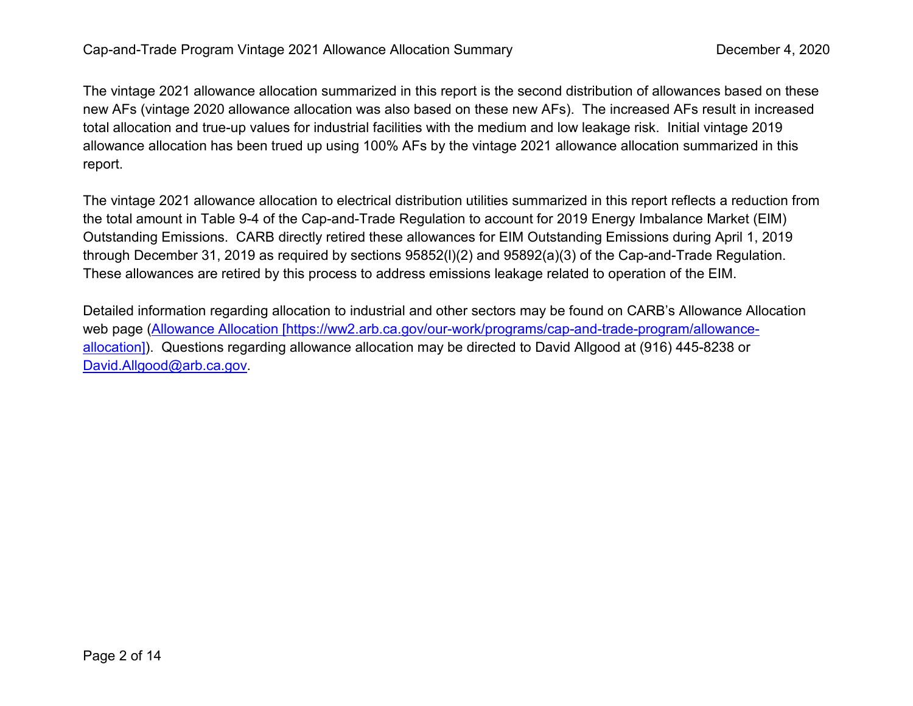The vintage 2021 allowance allocation summarized in this report is the second distribution of allowances based on these new AFs (vintage 2020 allowance allocation was also based on these new AFs). The increased AFs result in increased total allocation and true-up values for industrial facilities with the medium and low leakage risk. Initial vintage 2019 allowance allocation has been trued up using 100% AFs by the vintage 2021 allowance allocation summarized in this report.

The vintage 2021 allowance allocation to electrical distribution utilities summarized in this report reflects a reduction from the total amount in Table 9-4 of the Cap-and-Trade Regulation to account for 2019 Energy Imbalance Market (EIM) Outstanding Emissions. CARB directly retired these allowances for EIM Outstanding Emissions during April 1, 2019 through December 31, 2019 as required by sections 95852(l)(2) and 95892(a)(3) of the Cap-and-Trade Regulation. These allowances are retired by this process to address emissions leakage related to operation of the EIM.

Detailed information regarding allocation to industrial and other sectors may be found on CARB's Allowance Allocation web page ([Allowance Allocation [https://ww2.arb.ca.gov/our-work/programs/cap-and-trade-program/allowance-allocation]](https://ww2.arb.ca.gov/our-work/programs/cap-and-trade-program/allowance-allocation)). Questions regarding allowance allocation may be directed to David Allgood at (916) 445-8238 or [David.Allgood@arb.ca.gov](mailto:David.Allgood@arb.ca.gov).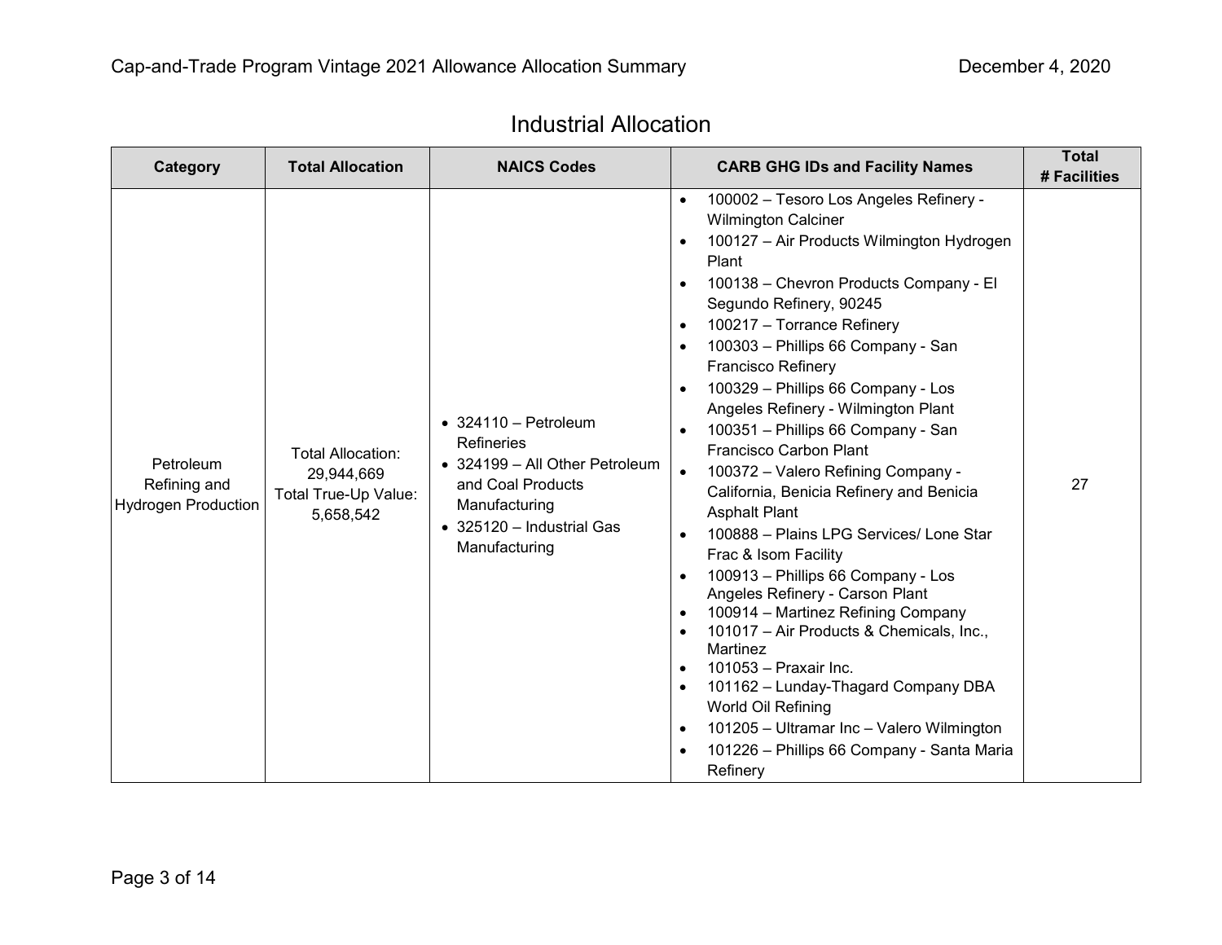## Industrial Allocation

| Category | Total Allocation | NAICS Codes | CARB GHG IDs and Facility Names | Total # Facilities |
|---|---|---|---|---|
| Petroleum Refining and Hydrogen Production | Total Allocation: 29,944,669<br>Total True-Up Value: 5,658,542 | • 324110 – Petroleum Refineries<br>• 324199 – All Other Petroleum and Coal Products Manufacturing<br>• 325120 – Industrial Gas Manufacturing | • 100002 – Tesoro Los Angeles Refinery - Wilmington Calciner<br>• 100127 – Air Products Wilmington Hydrogen Plant<br>• 100138 – Chevron Products Company - El Segundo Refinery, 90245<br>• 100217 – Torrance Refinery<br>• 100303 – Phillips 66 Company - San Francisco Refinery<br>• 100329 – Phillips 66 Company - Los Angeles Refinery - Wilmington Plant<br>• 100351 – Phillips 66 Company - San Francisco Carbon Plant<br>• 100372 – Valero Refining Company - California, Benicia Refinery and Benicia Asphalt Plant<br>• 100888 – Plains LPG Services/ Lone Star Frac & Isom Facility<br>• 100913 – Phillips 66 Company - Los Angeles Refinery - Carson Plant<br>• 100914 – Martinez Refining Company<br>• 101017 – Air Products & Chemicals, Inc., Martinez<br>• 101053 – Praxair Inc.<br>• 101162 – Lunday-Thagard Company DBA World Oil Refining<br>• 101205 – Ultramar Inc – Valero Wilmington<br>• 101226 – Phillips 66 Company - Santa Maria Refinery | 27 |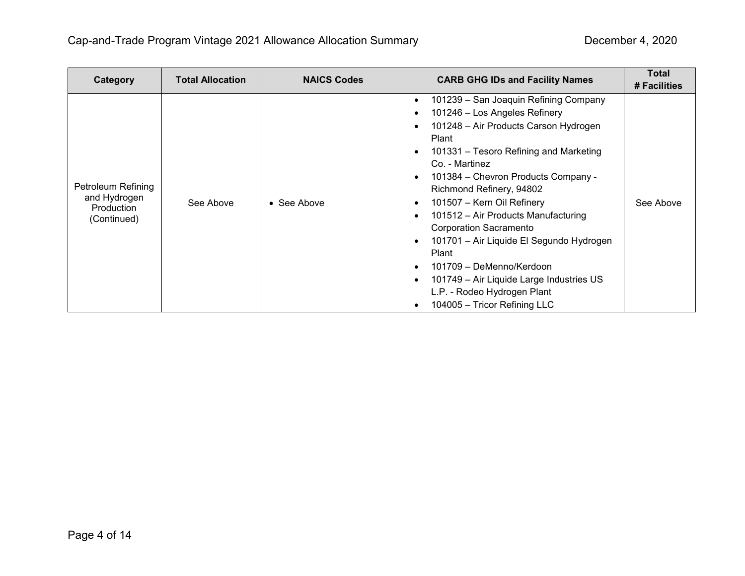| Category | Total Allocation | NAICS Codes | CARB GHG IDs and Facility Names | Total # Facilities |
|---|---|---|---|---|
| Petroleum Refining and Hydrogen Production (Continued) | See Above | • See Above | • 101239 – San Joaquin Refining Company<br>• 101246 – Los Angeles Refinery<br>• 101248 – Air Products Carson Hydrogen Plant<br>• 101331 – Tesoro Refining and Marketing Co. - Martinez<br>• 101384 – Chevron Products Company - Richmond Refinery, 94802<br>• 101507 – Kern Oil Refinery<br>• 101512 – Air Products Manufacturing Corporation Sacramento<br>• 101701 – Air Liquide El Segundo Hydrogen Plant<br>• 101709 – DeMenno/Kerdoon<br>• 101749 – Air Liquide Large Industries US L.P. - Rodeo Hydrogen Plant<br>• 104005 – Tricor Refining LLC | See Above |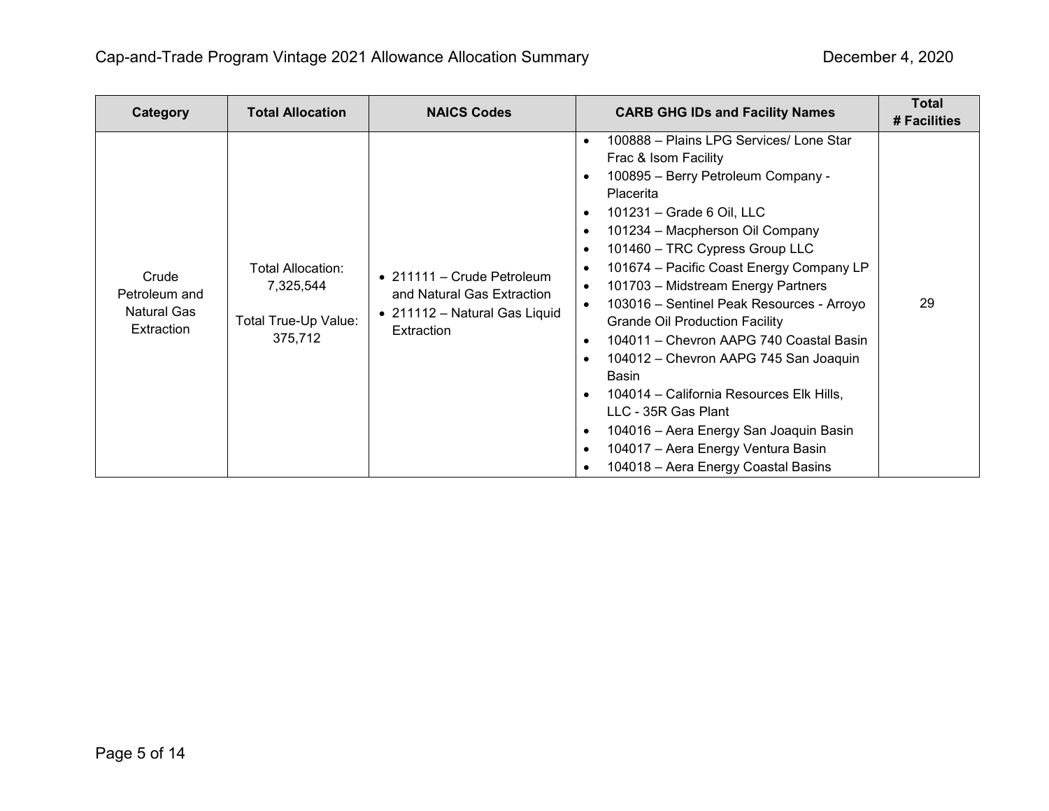| Category | Total Allocation | NAICS Codes | CARB GHG IDs and Facility Names | Total # Facilities |
|---|---|---|---|---|
| Crude Petroleum and Natural Gas Extraction | Total Allocation: 7,325,544<br><br>Total True-Up Value: 375,712 | • 211111 – Crude Petroleum and Natural Gas Extraction<br>• 211112 – Natural Gas Liquid Extraction | • 100888 – Plains LPG Services/ Lone Star Frac & Isom Facility<br>• 100895 – Berry Petroleum Company - Placerita<br>• 101231 – Grade 6 Oil, LLC<br>• 101234 – Macpherson Oil Company<br>• 101460 – TRC Cypress Group LLC<br>• 101674 – Pacific Coast Energy Company LP<br>• 101703 – Midstream Energy Partners<br>• 103016 – Sentinel Peak Resources - Arroyo Grande Oil Production Facility<br>• 104011 – Chevron AAPG 740 Coastal Basin<br>• 104012 – Chevron AAPG 745 San Joaquin Basin<br>• 104014 – California Resources Elk Hills, LLC - 35R Gas Plant<br>• 104016 – Aera Energy San Joaquin Basin<br>• 104017 – Aera Energy Ventura Basin<br>• 104018 – Aera Energy Coastal Basins | 29 |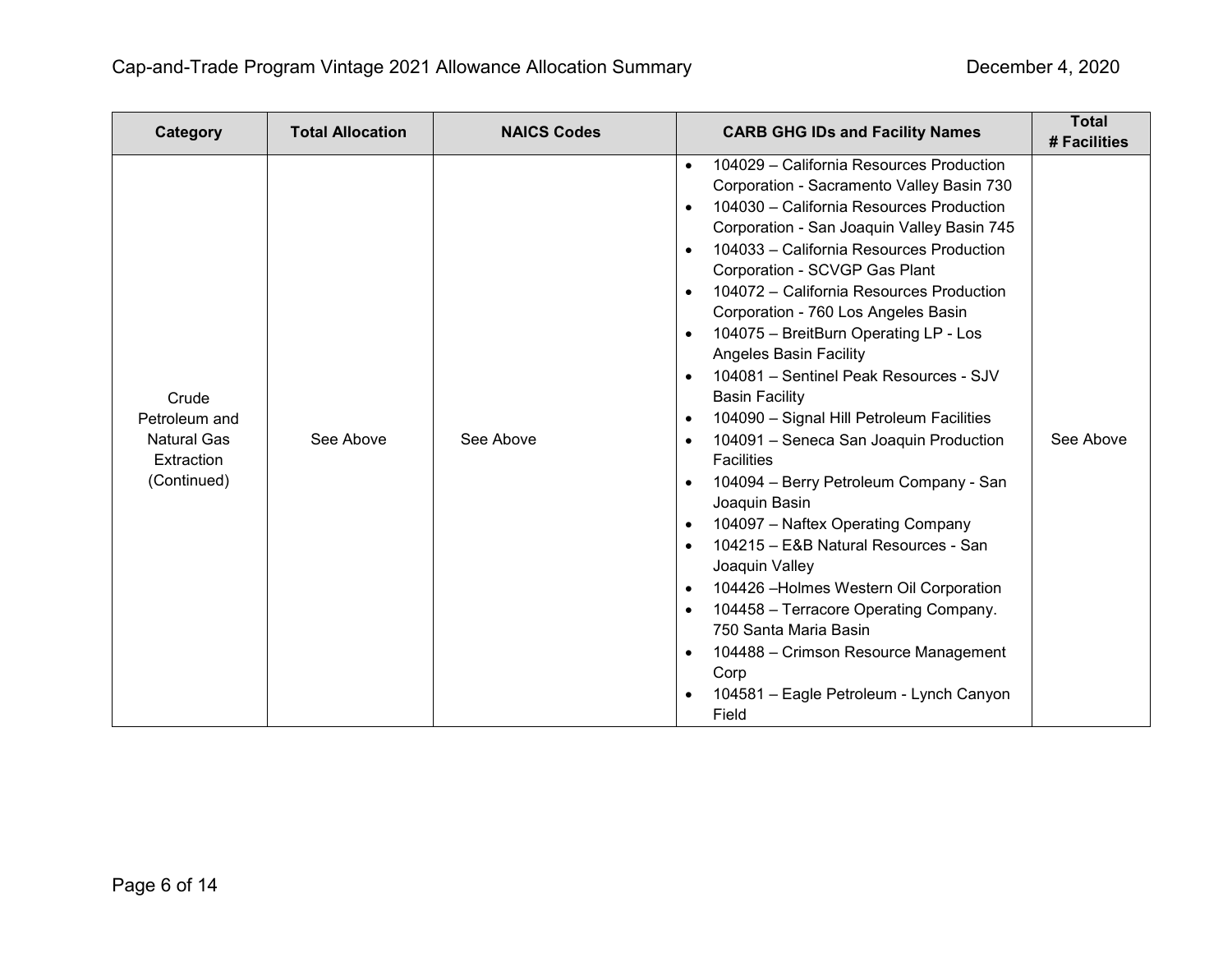| Category | Total Allocation | NAICS Codes | CARB GHG IDs and Facility Names | Total # Facilities |
|---|---|---|---|---|
| Crude Petroleum and Natural Gas Extraction (Continued) | See Above | See Above | • 104029 – California Resources Production Corporation - Sacramento Valley Basin 730<br>• 104030 – California Resources Production Corporation - San Joaquin Valley Basin 745<br>• 104033 – California Resources Production Corporation - SCVGP Gas Plant<br>• 104072 – California Resources Production Corporation - 760 Los Angeles Basin<br>• 104075 – BreitBurn Operating LP - Los Angeles Basin Facility<br>• 104081 – Sentinel Peak Resources - SJV Basin Facility<br>• 104090 – Signal Hill Petroleum Facilities<br>• 104091 – Seneca San Joaquin Production Facilities<br>• 104094 – Berry Petroleum Company - San Joaquin Basin<br>• 104097 – Naftex Operating Company<br>• 104215 – E&B Natural Resources - San Joaquin Valley<br>• 104426 –Holmes Western Oil Corporation<br>• 104458 – Terracore Operating Company. 750 Santa Maria Basin<br>• 104488 – Crimson Resource Management Corp<br>• 104581 – Eagle Petroleum - Lynch Canyon Field | See Above |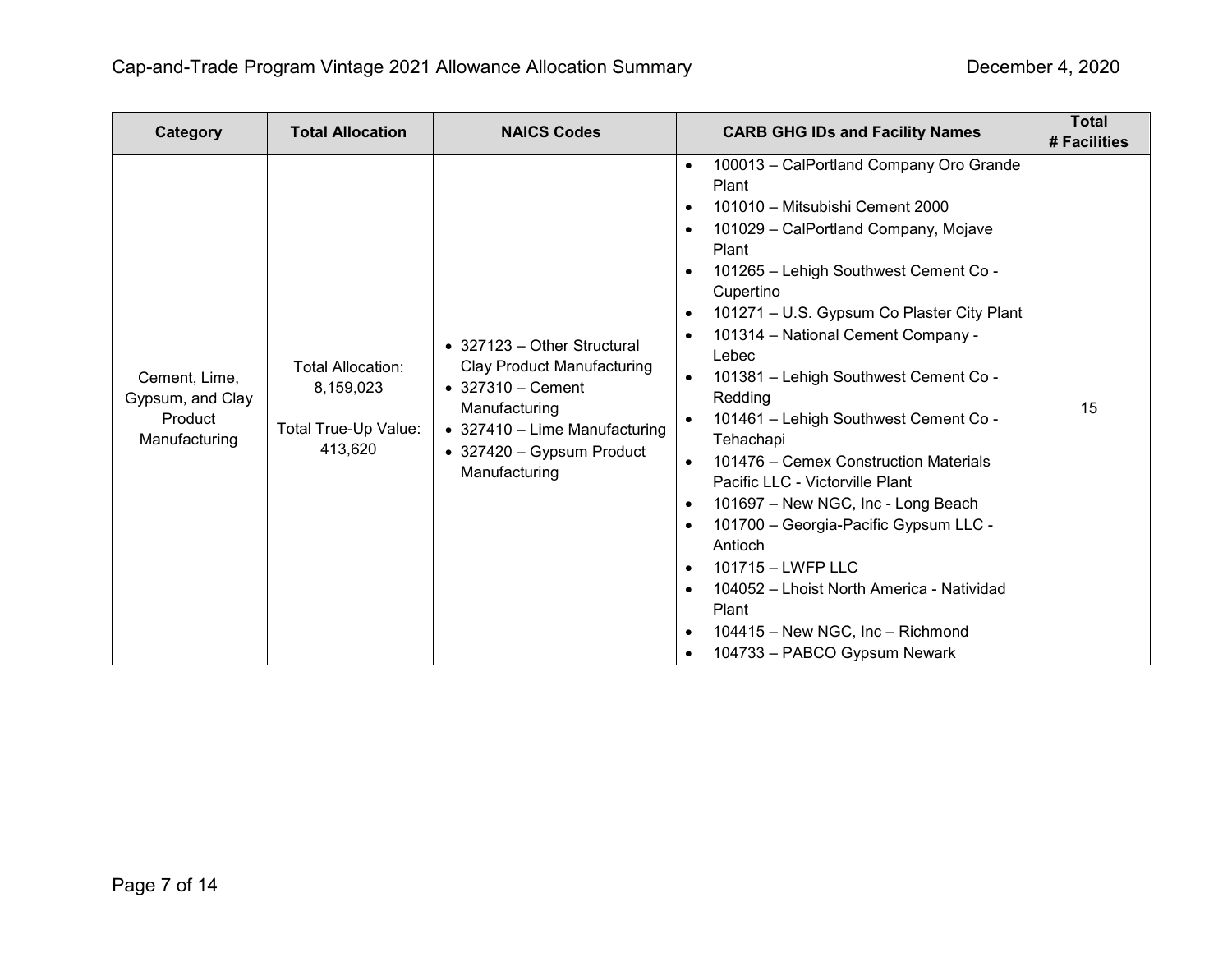| Category | Total Allocation | NAICS Codes | CARB GHG IDs and Facility Names | Total # Facilities |
|---|---|---|---|---|
| Cement, Lime, Gypsum, and Clay Product Manufacturing | Total Allocation: 8,159,023<br><br>Total True-Up Value: 413,620 | • 327123 – Other Structural Clay Product Manufacturing<br>• 327310 – Cement Manufacturing<br>• 327410 – Lime Manufacturing<br>• 327420 – Gypsum Product Manufacturing | • 100013 – CalPortland Company Oro Grande Plant<br>• 101010 – Mitsubishi Cement 2000<br>• 101029 – CalPortland Company, Mojave Plant<br>• 101265 – Lehigh Southwest Cement Co - Cupertino<br>• 101271 – U.S. Gypsum Co Plaster City Plant<br>• 101314 – National Cement Company - Lebec<br>• 101381 – Lehigh Southwest Cement Co - Redding<br>• 101461 – Lehigh Southwest Cement Co - Tehachapi<br>• 101476 – Cemex Construction Materials Pacific LLC - Victorville Plant<br>• 101697 – New NGC, Inc - Long Beach<br>• 101700 – Georgia-Pacific Gypsum LLC - Antioch<br>• 101715 – LWFP LLC<br>• 104052 – Lhoist North America - Natividad Plant<br>• 104415 – New NGC, Inc – Richmond<br>• 104733 – PABCO Gypsum Newark | 15 |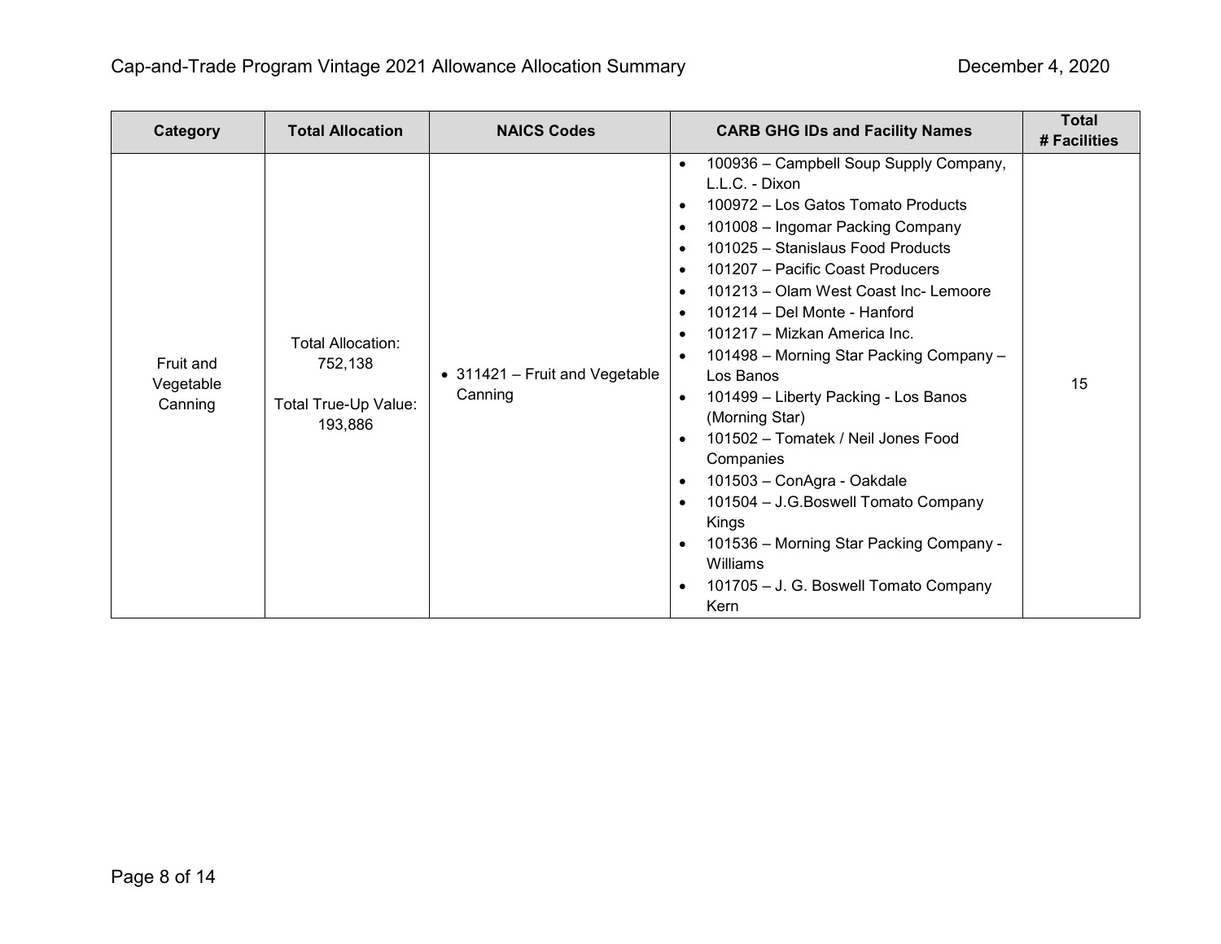| Category | Total Allocation | NAICS Codes | CARB GHG IDs and Facility Names | Total # Facilities |
|---|---|---|---|---|
| Fruit and Vegetable Canning | Total Allocation: 752,138<br><br>Total True-Up Value: 193,886 | • 311421 – Fruit and Vegetable Canning | • 100936 – Campbell Soup Supply Company, L.L.C. - Dixon<br>• 100972 – Los Gatos Tomato Products<br>• 101008 – Ingomar Packing Company<br>• 101025 – Stanislaus Food Products<br>• 101207 – Pacific Coast Producers<br>• 101213 – Olam West Coast Inc- Lemoore<br>• 101214 – Del Monte - Hanford<br>• 101217 – Mizkan America Inc.<br>• 101498 – Morning Star Packing Company – Los Banos<br>• 101499 – Liberty Packing - Los Banos (Morning Star)<br>• 101502 – Tomatek / Neil Jones Food Companies<br>• 101503 – ConAgra - Oakdale<br>• 101504 – J.G.Boswell Tomato Company Kings<br>• 101536 – Morning Star Packing Company - Williams<br>• 101705 – J. G. Boswell Tomato Company Kern | 15 |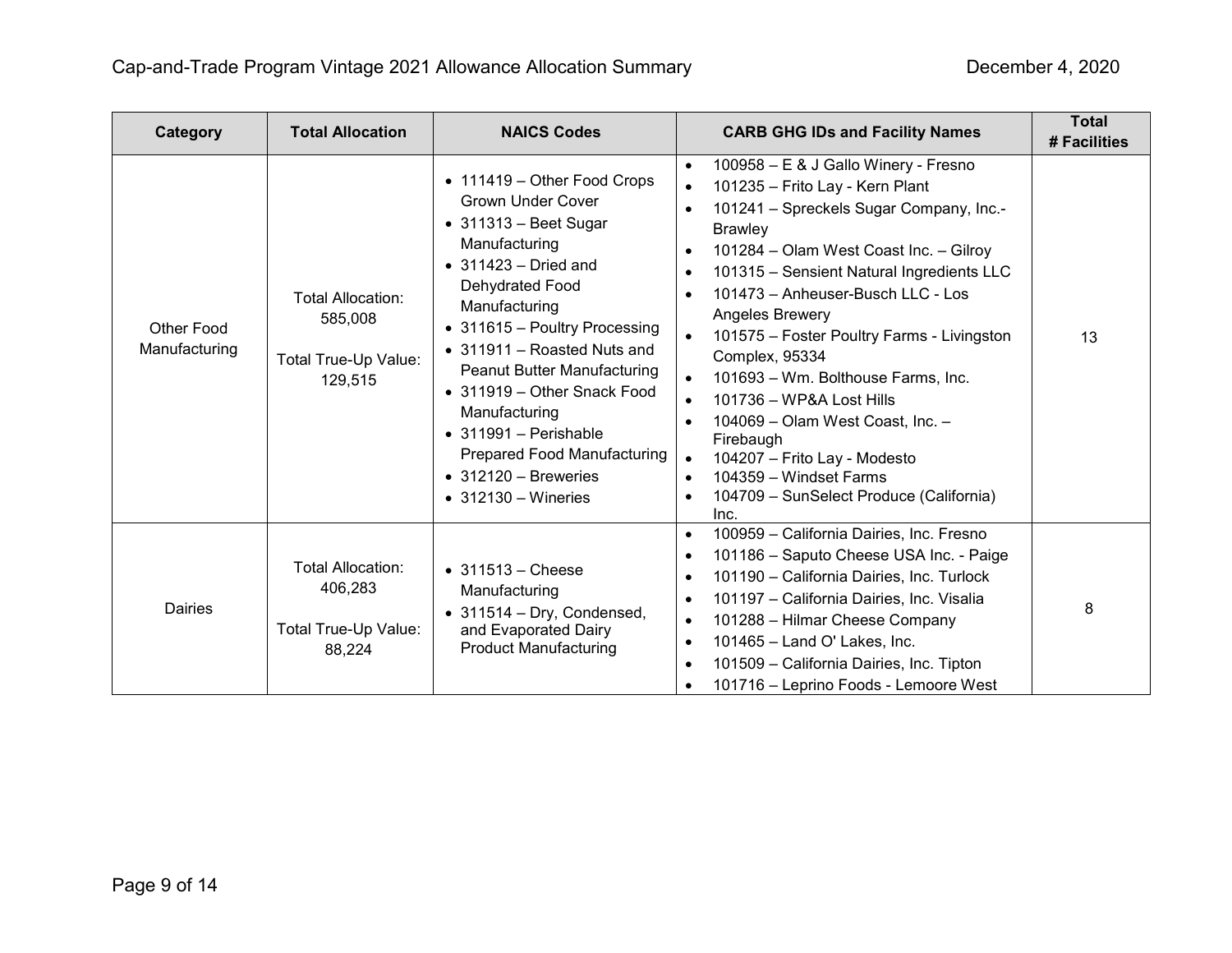| Category | Total Allocation | NAICS Codes | CARB GHG IDs and Facility Names | Total # Facilities |
|---|---|---|---|---|
| Other Food Manufacturing | Total Allocation: 585,008<br><br>Total True-Up Value: 129,515 | • 111419 – Other Food Crops Grown Under Cover<br>• 311313 – Beet Sugar Manufacturing<br>• 311423 – Dried and Dehydrated Food Manufacturing<br>• 311615 – Poultry Processing<br>• 311911 – Roasted Nuts and Peanut Butter Manufacturing<br>• 311919 – Other Snack Food Manufacturing<br>• 311991 – Perishable Prepared Food Manufacturing<br>• 312120 – Breweries<br>• 312130 – Wineries | • 100958 – E & J Gallo Winery - Fresno<br>• 101235 – Frito Lay - Kern Plant<br>• 101241 – Spreckels Sugar Company, Inc.-Brawley<br>• 101284 – Olam West Coast Inc. – Gilroy<br>• 101315 – Sensient Natural Ingredients LLC<br>• 101473 – Anheuser-Busch LLC - Los Angeles Brewery<br>• 101575 – Foster Poultry Farms - Livingston Complex, 95334<br>• 101693 – Wm. Bolthouse Farms, Inc.<br>• 101736 – WP&A Lost Hills<br>• 104069 – Olam West Coast, Inc. – Firebaugh<br>• 104207 – Frito Lay - Modesto<br>• 104359 – Windset Farms<br>• 104709 – SunSelect Produce (California) Inc. | 13 |
| Dairies | Total Allocation: 406,283<br><br>Total True-Up Value: 88,224 | • 311513 – Cheese Manufacturing<br>• 311514 – Dry, Condensed, and Evaporated Dairy Product Manufacturing | • 100959 – California Dairies, Inc. Fresno<br>• 101186 – Saputo Cheese USA Inc. - Paige<br>• 101190 – California Dairies, Inc. Turlock<br>• 101197 – California Dairies, Inc. Visalia<br>• 101288 – Hilmar Cheese Company<br>• 101465 – Land O' Lakes, Inc.<br>• 101509 – California Dairies, Inc. Tipton<br>• 101716 – Leprino Foods - Lemoore West | 8 |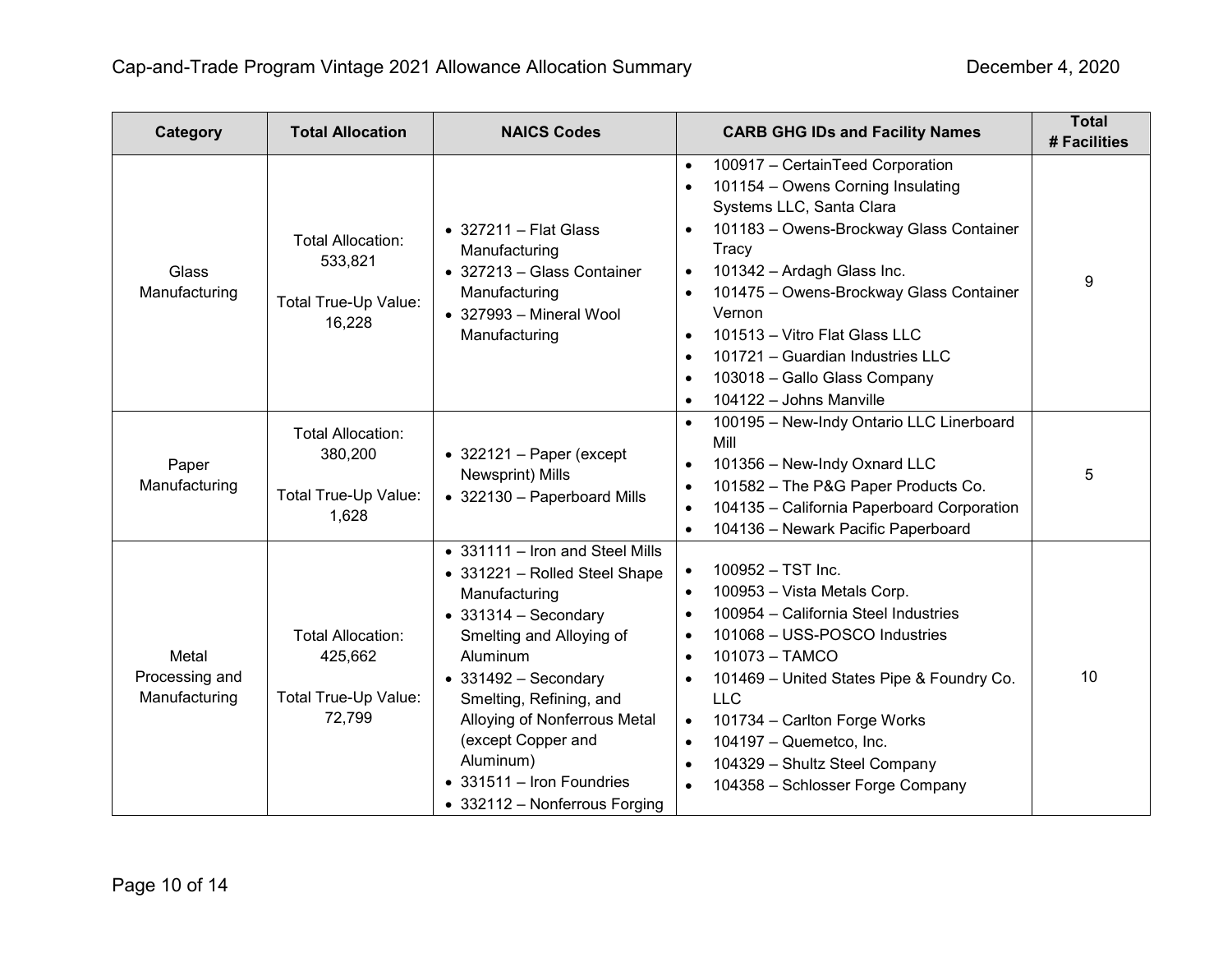| Category | Total Allocation | NAICS Codes | CARB GHG IDs and Facility Names | Total # Facilities |
|---|---|---|---|---|
| Glass Manufacturing | Total Allocation: 533,821<br><br>Total True-Up Value: 16,228 | • 327211 – Flat Glass Manufacturing<br>• 327213 – Glass Container Manufacturing<br>• 327993 – Mineral Wool Manufacturing | • 100917 – CertainTeed Corporation<br>• 101154 – Owens Corning Insulating Systems LLC, Santa Clara<br>• 101183 – Owens-Brockway Glass Container Tracy<br>• 101342 – Ardagh Glass Inc.<br>• 101475 – Owens-Brockway Glass Container Vernon<br>• 101513 – Vitro Flat Glass LLC<br>• 101721 – Guardian Industries LLC<br>• 103018 – Gallo Glass Company<br>• 104122 – Johns Manville | 9 |
| Paper Manufacturing | Total Allocation: 380,200<br><br>Total True-Up Value: 1,628 | • 322121 – Paper (except Newsprint) Mills<br>• 322130 – Paperboard Mills | • 100195 – New-Indy Ontario LLC Linerboard Mill<br>• 101356 – New-Indy Oxnard LLC<br>• 101582 – The P&G Paper Products Co.<br>• 104135 – California Paperboard Corporation<br>• 104136 – Newark Pacific Paperboard | 5 |
| Metal Processing and Manufacturing | Total Allocation: 425,662<br><br>Total True-Up Value: 72,799 | • 331111 – Iron and Steel Mills<br>• 331221 – Rolled Steel Shape Manufacturing<br>• 331314 – Secondary Smelting and Alloying of Aluminum<br>• 331492 – Secondary Smelting, Refining, and Alloying of Nonferrous Metal (except Copper and Aluminum)<br>• 331511 – Iron Foundries<br>• 332112 – Nonferrous Forging | • 100952 – TST Inc.<br>• 100953 – Vista Metals Corp.<br>• 100954 – California Steel Industries<br>• 101068 – USS-POSCO Industries<br>• 101073 – TAMCO<br>• 101469 – United States Pipe & Foundry Co. LLC<br>• 101734 – Carlton Forge Works<br>• 104197 – Quemetco, Inc.<br>• 104329 – Shultz Steel Company<br>• 104358 – Schlosser Forge Company | 10 |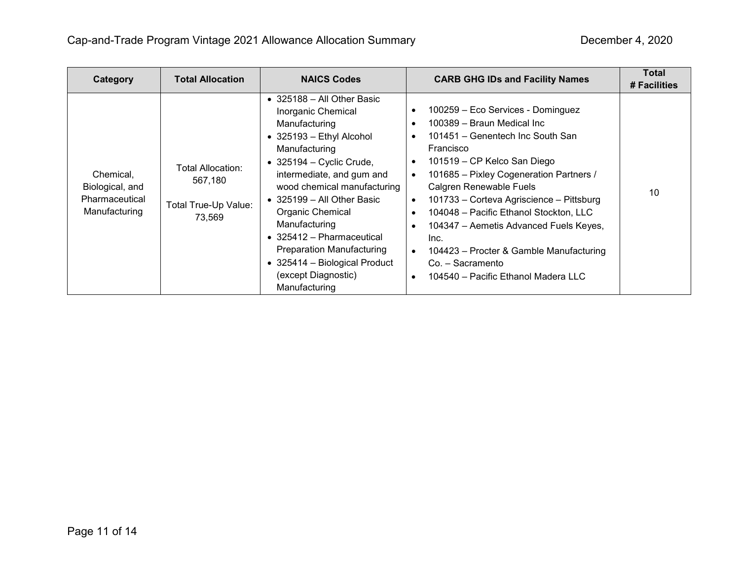| Category | Total Allocation | NAICS Codes | CARB GHG IDs and Facility Names | Total # Facilities |
|---|---|---|---|---|
| Chemical, Biological, and Pharmaceutical Manufacturing | Total Allocation: 567,180<br><br>Total True-Up Value: 73,569 | • 325188 – All Other Basic Inorganic Chemical Manufacturing<br>• 325193 – Ethyl Alcohol Manufacturing<br>• 325194 – Cyclic Crude, intermediate, and gum and wood chemical manufacturing<br>• 325199 – All Other Basic Organic Chemical Manufacturing<br>• 325412 – Pharmaceutical Preparation Manufacturing<br>• 325414 – Biological Product (except Diagnostic) Manufacturing | • 100259 – Eco Services - Dominguez<br>• 100389 – Braun Medical Inc<br>• 101451 – Genentech Inc South San Francisco<br>• 101519 – CP Kelco San Diego<br>• 101685 – Pixley Cogeneration Partners / Calgren Renewable Fuels<br>• 101733 – Corteva Agriscience – Pittsburg<br>• 104048 – Pacific Ethanol Stockton, LLC<br>• 104347 – Aemetis Advanced Fuels Keyes, Inc.<br>• 104423 – Procter & Gamble Manufacturing Co. – Sacramento<br>• 104540 – Pacific Ethanol Madera LLC | 10 |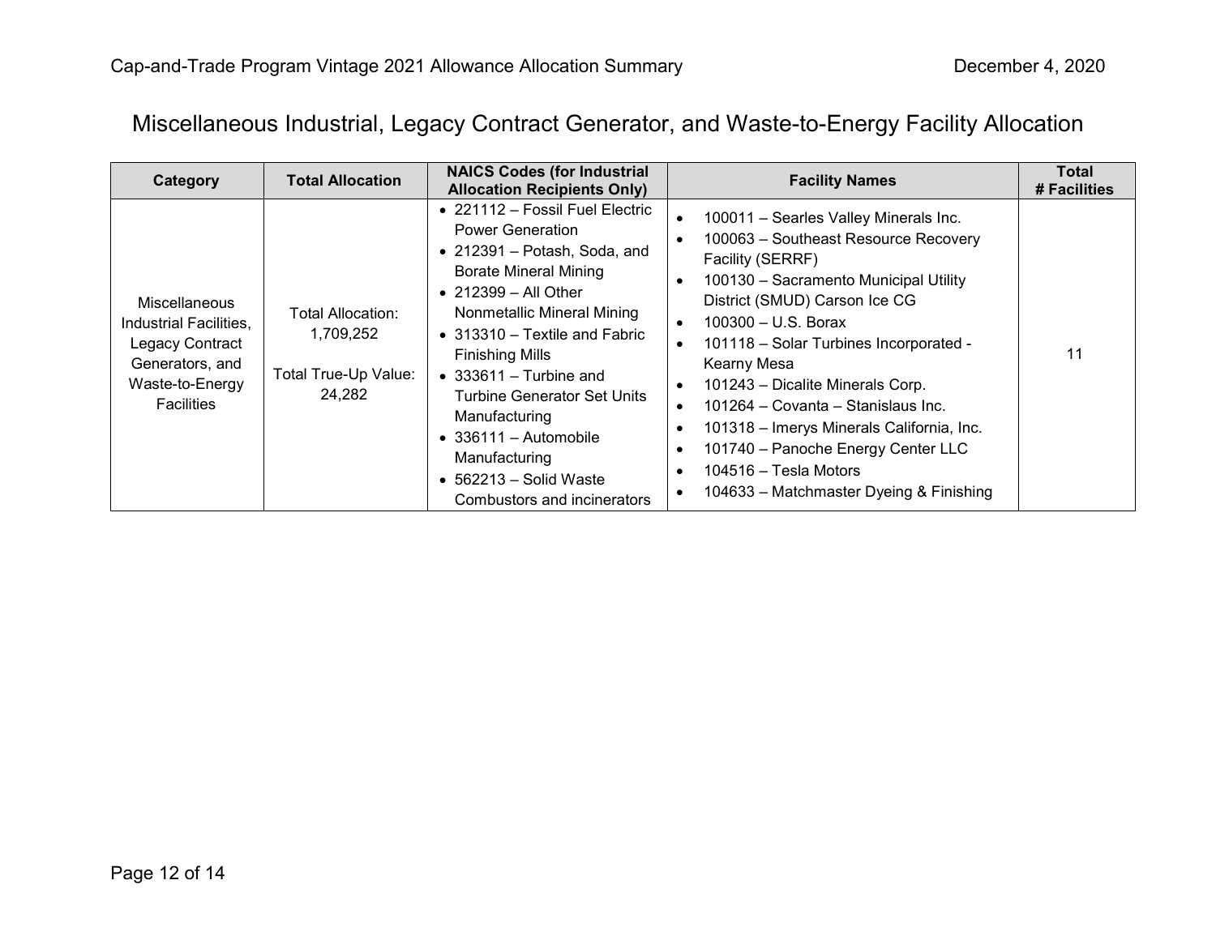# Miscellaneous Industrial, Legacy Contract Generator, and Waste-to-Energy Facility Allocation

| Category | Total Allocation | NAICS Codes (for Industrial Allocation Recipients Only) | Facility Names | Total # Facilities |
|---|---|---|---|---|
| Miscellaneous Industrial Facilities, Legacy Contract Generators, and Waste-to-Energy Facilities | Total Allocation: 1,709,252<br><br>Total True-Up Value: 24,282 | • 221112 – Fossil Fuel Electric Power Generation<br>• 212391 – Potash, Soda, and Borate Mineral Mining<br>• 212399 – All Other Nonmetallic Mineral Mining<br>• 313310 – Textile and Fabric Finishing Mills<br>• 333611 – Turbine and Turbine Generator Set Units Manufacturing<br>• 336111 – Automobile Manufacturing<br>• 562213 – Solid Waste Combustors and incinerators | • 100011 – Searles Valley Minerals Inc.<br>• 100063 – Southeast Resource Recovery Facility (SERRF)<br>• 100130 – Sacramento Municipal Utility District (SMUD) Carson Ice CG<br>• 100300 – U.S. Borax<br>• 101118 – Solar Turbines Incorporated - Kearny Mesa<br>• 101243 – Dicalite Minerals Corp.<br>• 101264 – Covanta – Stanislaus Inc.<br>• 101318 – Imerys Minerals California, Inc.<br>• 101740 – Panoche Energy Center LLC<br>• 104516 – Tesla Motors<br>• 104633 – Matchmaster Dyeing & Finishing | 11 |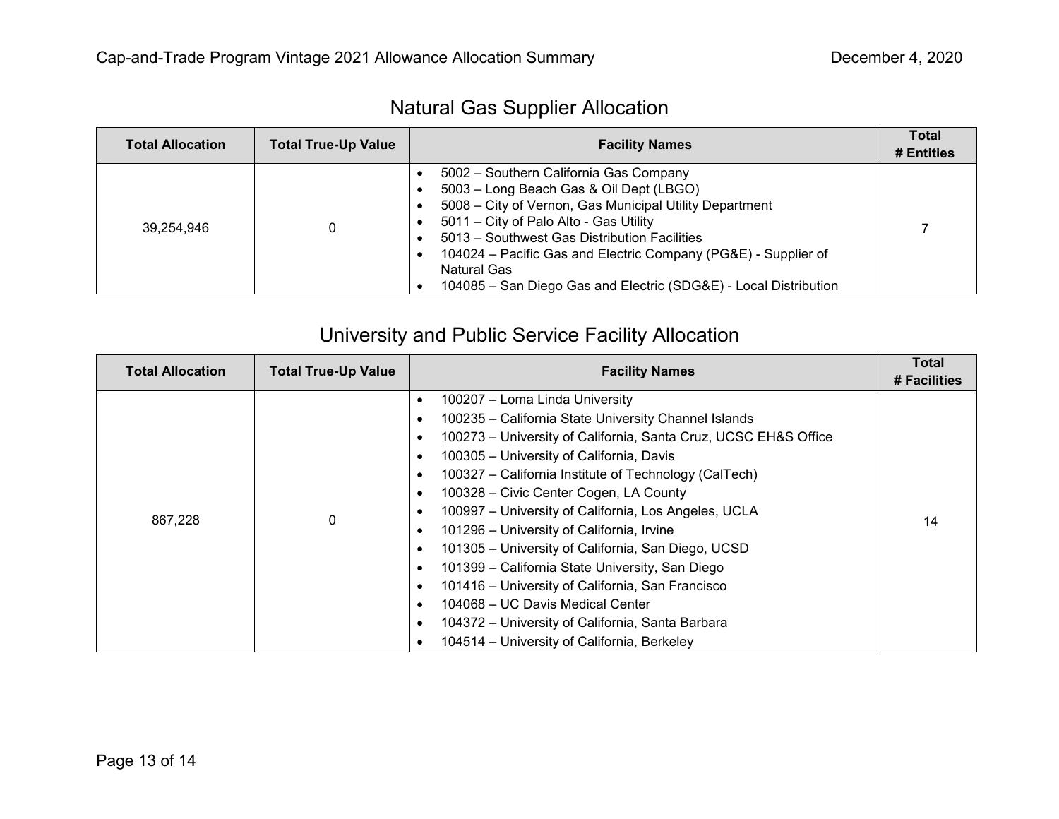## Natural Gas Supplier Allocation

| Total Allocation | Total True-Up Value | Facility Names | Total # Entities |
|---|---|---|---|
| 39,254,946 | 0 | • 5002 – Southern California Gas Company<br>• 5003 – Long Beach Gas & Oil Dept (LBGO)<br>• 5008 – City of Vernon, Gas Municipal Utility Department<br>• 5011 – City of Palo Alto - Gas Utility<br>• 5013 – Southwest Gas Distribution Facilities<br>• 104024 – Pacific Gas and Electric Company (PG&E) - Supplier of Natural Gas<br>• 104085 – San Diego Gas and Electric (SDG&E) - Local Distribution | 7 |

## University and Public Service Facility Allocation

| Total Allocation | Total True-Up Value | Facility Names | Total # Facilities |
|---|---|---|---|
| 867,228 | 0 | • 100207 – Loma Linda University<br>• 100235 – California State University Channel Islands<br>• 100273 – University of California, Santa Cruz, UCSC EH&S Office<br>• 100305 – University of California, Davis<br>• 100327 – California Institute of Technology (CalTech)<br>• 100328 – Civic Center Cogen, LA County<br>• 100997 – University of California, Los Angeles, UCLA<br>• 101296 – University of California, Irvine<br>• 101305 – University of California, San Diego, UCSD<br>• 101399 – California State University, San Diego<br>• 101416 – University of California, San Francisco<br>• 104068 – UC Davis Medical Center<br>• 104372 – University of California, Santa Barbara<br>• 104514 – University of California, Berkeley | 14 |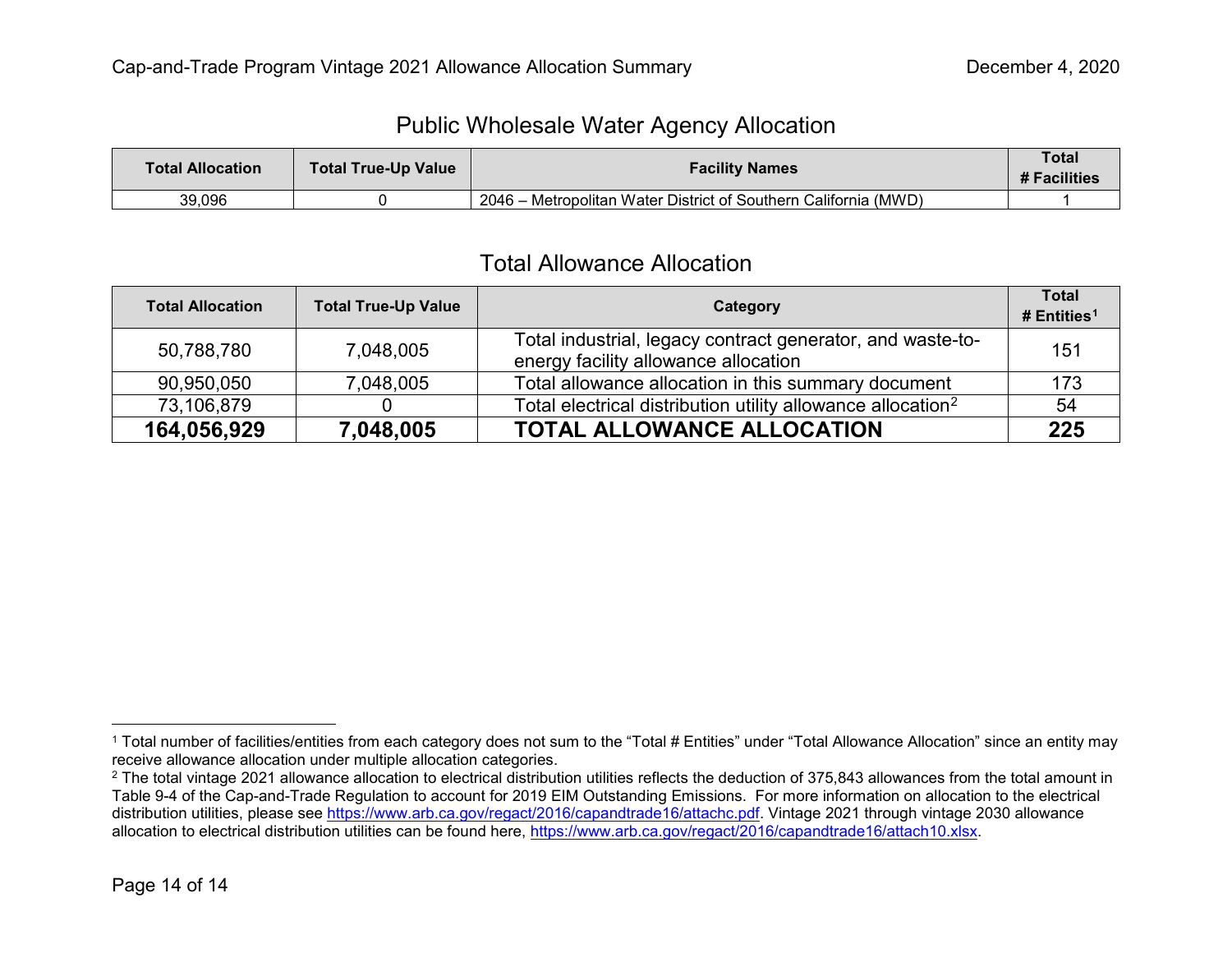## Public Wholesale Water Agency Allocation

| Total Allocation | Total True-Up Value | Facility Names | Total # Facilities |
|---|---|---|---|
| 39,096 | 0 | 2046 – Metropolitan Water District of Southern California (MWD) | 1 |

## Total Allowance Allocation

| Total Allocation | Total True-Up Value | Category | Total # Entities[1] |
|---|---|---|---|
| 50,788,780 | 7,048,005 | Total industrial, legacy contract generator, and waste-to-energy facility allowance allocation | 151 |
| 90,950,050 | 7,048,005 | Total allowance allocation in this summary document | 173 |
| 73,106,879 | 0 | Total electrical distribution utility allowance allocation[2] | 54 |
| **164,056,929** | **7,048,005** | **TOTAL ALLOWANCE ALLOCATION** | **225** |

[1] Total number of facilities/entities from each category does not sum to the "Total # Entities" under "Total Allowance Allocation" since an entity may receive allowance allocation under multiple allocation categories.

[2] The total vintage 2021 allowance allocation to electrical distribution utilities reflects the deduction of 375,843 allowances from the total amount in Table 9-4 of the Cap-and-Trade Regulation to account for 2019 EIM Outstanding Emissions. For more information on allocation to the electrical distribution utilities, please see https://www.arb.ca.gov/regact/2016/capandtrade16/attachc.pdf. Vintage 2021 through vintage 2030 allowance allocation to electrical distribution utilities can be found here, https://www.arb.ca.gov/regact/2016/capandtrade16/attach10.xlsx.